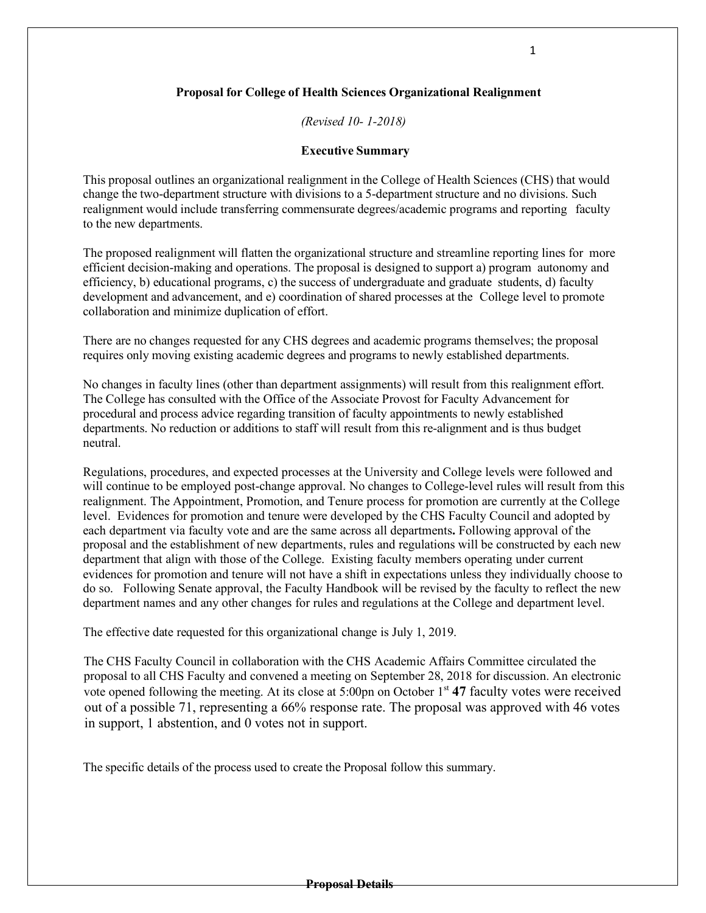# Proposal for College of Health Sciences Organizational Realignment

*(Revised 10- 1-2018)*

## Executive Summary

This proposal outlines an organizational realignment in the College of Health Sciences (CHS) that would change the two-department structure with divisions to a 5-department structure and no divisions. Such realignment would include transferring commensurate degrees/academic programs and reporting faculty to the new departments.

The proposed realignment will flatten the organizational structure and streamline reporting lines for more efficient decision-making and operations. The proposal is designed to support a) program autonomy and efficiency, b) educational programs, c) the success of undergraduate and graduate students, d) faculty development and advancement, and e) coordination of shared processes at the College level to promote collaboration and minimize duplication of effort.

There are no changes requested for any CHS degrees and academic programs themselves; the proposal requires only moving existing academic degrees and programs to newly established departments.

No changes in faculty lines (other than department assignments) will result from this realignment effort. The College has consulted with the Office of the Associate Provost for Faculty Advancement for procedural and process advice regarding transition of faculty appointments to newly established departments. No reduction or additions to staff will result from this re-alignment and is thus budget neutral.

Regulations, procedures, and expected processes at the University and College levels were followed and will continue to be employed post-change approval. No changes to College-level rules will result from this realignment. The Appointment, Promotion, and Tenure process for promotion are currently at the College level. Evidences for promotion and tenure were developed by the CHS Faculty Council and adopted by each department via faculty vote and are the same across all departments**.** Following approval of the proposal and the establishment of new departments, rules and regulations will be constructed by each new department that align with those of the College. Existing faculty members operating under current evidences for promotion and tenure will not have a shift in expectations unless they individually choose to do so. Following Senate approval, the Faculty Handbook will be revised by the faculty to reflect the new department names and any other changes for rules and regulations at the College and department level.

The effective date requested for this organizational change is July 1, 2019.

The CHS Faculty Council in collaboration with the CHS Academic Affairs Committee circulated the proposal to all CHS Faculty and convened a meeting on September 28, 2018 for discussion. An electronic vote opened following the meeting. At its close at 5:00pn on October 1st **47** faculty votes were received out of a possible 71, representing a 66% response rate. The proposal was approved with 46 votes in support, 1 abstention, and 0 votes not in support.

The specific details of the process used to create the Proposal follow this summary.

**Proposal Details**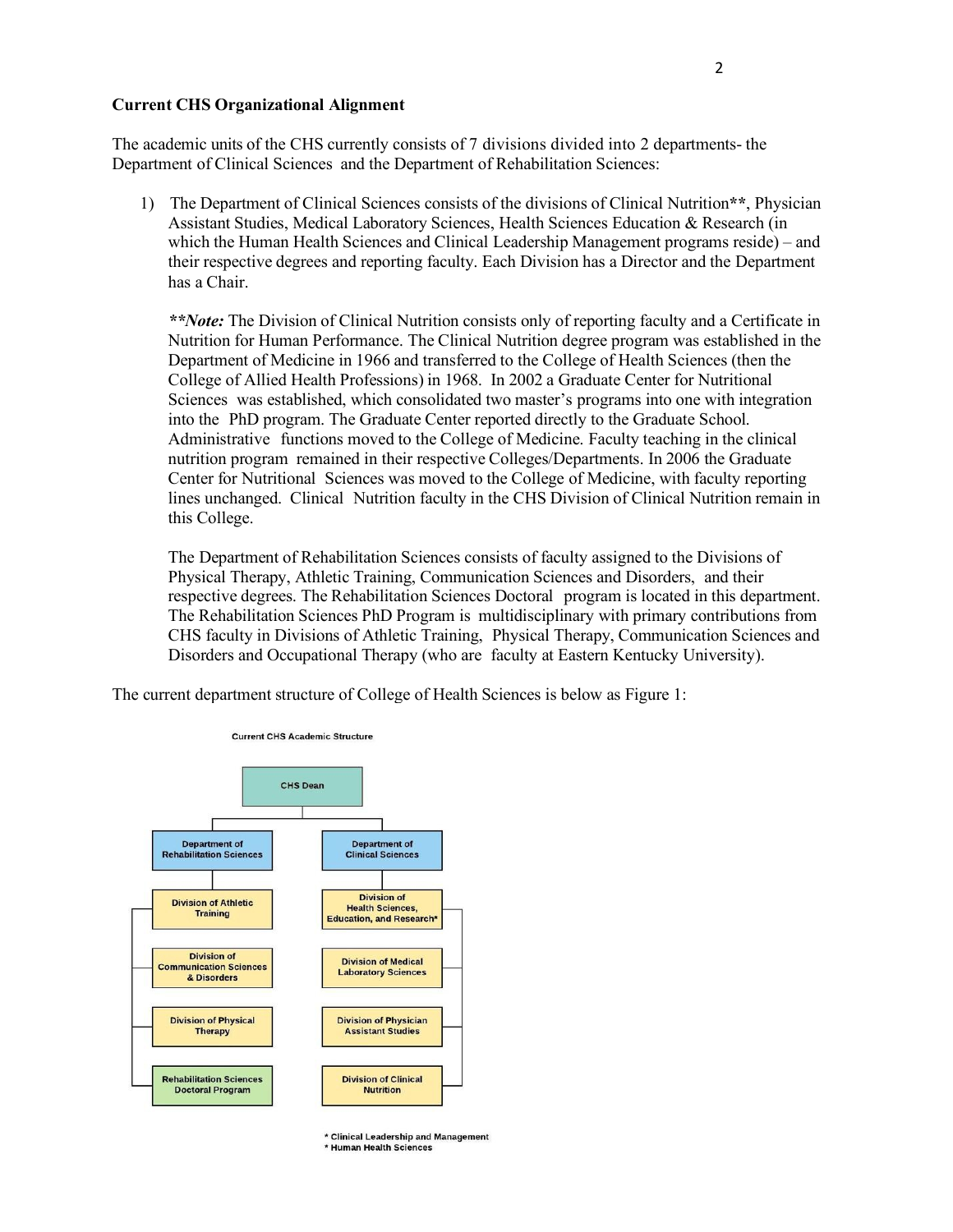**Current CHS Organizational Alignment**

The academic units of the CHS currently consists of 7 divisions divided into 2 departments- the Department of Clinical Sciences and the Department of Rehabilitation Sciences:

1) The Department of Clinical Sciences consists of the divisions of Clinical Nutrition**, Physician Assistant Studies, Medical Laboratory Sciences, Health Sciences Education & Research (in which the Human Health Sciences and Clinical Leadership Management programs reside) – and their respective degrees and reporting faculty. Each Division has a Director and the Department has a Chair.

   ***Note:** The Division of Clinical Nutrition consists only of reporting faculty and a Certificate in Nutrition for Human Performance. The Clinical Nutrition degree program was established in the Department of Medicine in 1966 and transferred to the College of Health Sciences (then the College of Allied Health Professions) in 1968. In 2002 a Graduate Center for Nutritional Sciences was established, which consolidated two master's programs into one with integration into the PhD program. The Graduate Center reported directly to the Graduate School. Administrative functions moved to the College of Medicine. Faculty teaching in the clinical nutrition program remained in their respective Colleges/Departments. In 2006 the Graduate Center for Nutritional Sciences was moved to the College of Medicine, with faculty reporting lines unchanged. Clinical Nutrition faculty in the CHS Division of Clinical Nutrition remain in this College.

   The Department of Rehabilitation Sciences consists of faculty assigned to the Divisions of Physical Therapy, Athletic Training, Communication Sciences and Disorders, and their respective degrees. The Rehabilitation Sciences Doctoral program is located in this department. The Rehabilitation Sciences PhD Program is multidisciplinary with primary contributions from CHS faculty in Divisions of Athletic Training, Physical Therapy, Communication Sciences and Disorders and Occupational Therapy (who are faculty at Eastern Kentucky University).

The current department structure of College of Health Sciences is below as Figure 1:

Current CHS Academic Structure

- CHS Dean
  - Department of Rehabilitation Sciences
    - Division of Athletic Training
    - Division of Communication Sciences & Disorders
    - Division of Physical Therapy
    - Rehabilitation Sciences Doctoral Program
  - Department of Clinical Sciences
    - Division of Health Sciences, Education, and Research*
    - Division of Medical Laboratory Sciences
    - Division of Physician Assistant Studies
    - Division of Clinical Nutrition

\* Clinical Leadership and Management
\* Human Health Sciences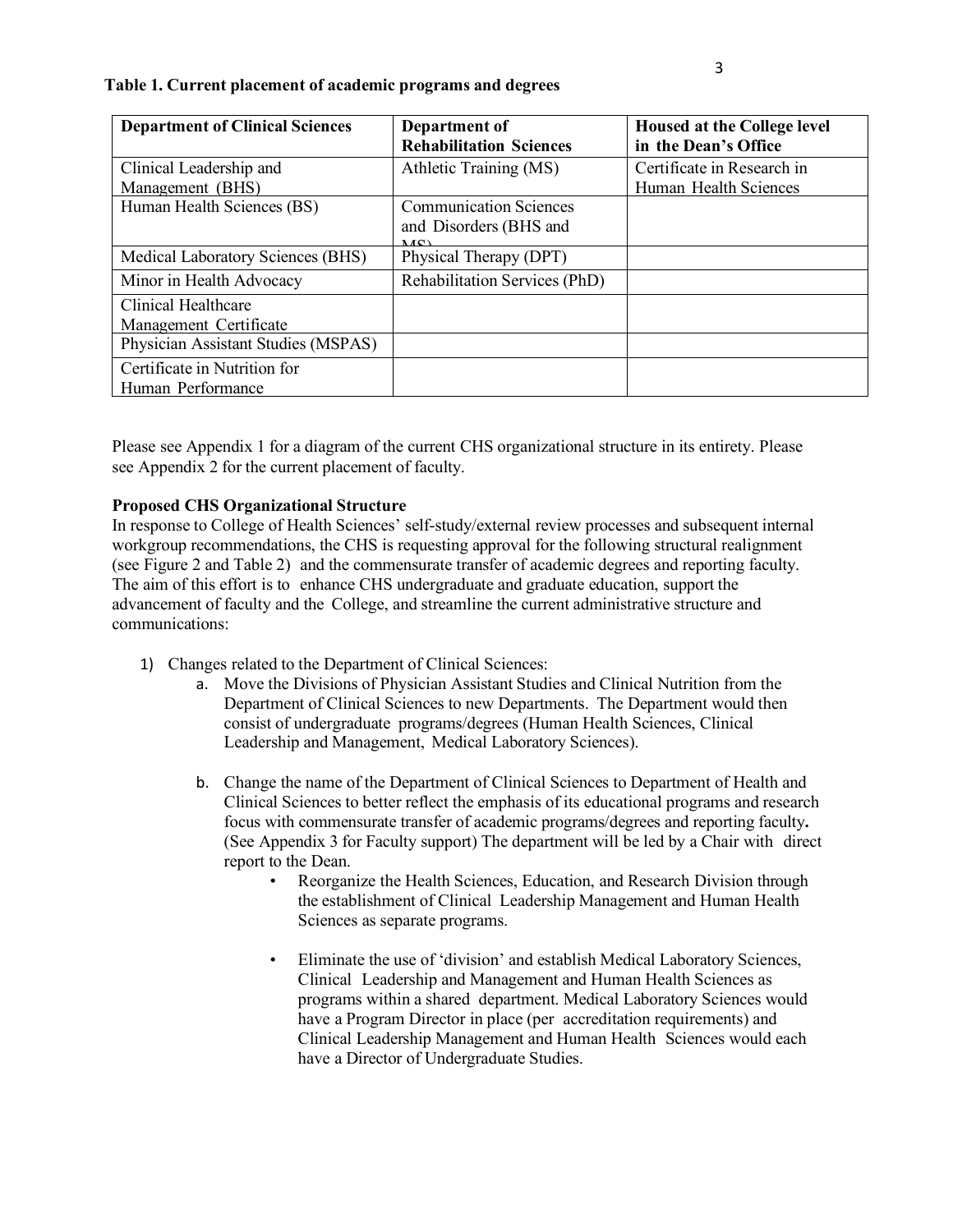**Table 1. Current placement of academic programs and degrees**

| Department of Clinical Sciences | Department of Rehabilitation Sciences | Housed at the College level in the Dean's Office |
|---|---|---|
| Clinical Leadership and Management (BHS) | Athletic Training (MS) | Certificate in Research in Human Health Sciences |
| Human Health Sciences (BS) | Communication Sciences and Disorders (BHS and MS) | |
| Medical Laboratory Sciences (BHS) | Physical Therapy (DPT) | |
| Minor in Health Advocacy | Rehabilitation Services (PhD) | |
| Clinical Healthcare Management Certificate | | |
| Physician Assistant Studies (MSPAS) | | |
| Certificate in Nutrition for Human Performance | | |

Please see Appendix 1 for a diagram of the current CHS organizational structure in its entirety. Please see Appendix 2 for the current placement of faculty.

**Proposed CHS Organizational Structure**

In response to College of Health Sciences' self-study/external review processes and subsequent internal workgroup recommendations, the CHS is requesting approval for the following structural realignment (see Figure 2 and Table 2) and the commensurate transfer of academic degrees and reporting faculty. The aim of this effort is to enhance CHS undergraduate and graduate education, support the advancement of faculty and the College, and streamline the current administrative structure and communications:

1) Changes related to the Department of Clinical Sciences:
   a. Move the Divisions of Physician Assistant Studies and Clinical Nutrition from the Department of Clinical Sciences to new Departments. The Department would then consist of undergraduate programs/degrees (Human Health Sciences, Clinical Leadership and Management, Medical Laboratory Sciences).

   b. Change the name of the Department of Clinical Sciences to Department of Health and Clinical Sciences to better reflect the emphasis of its educational programs and research focus with commensurate transfer of academic programs/degrees and reporting faculty**.** (See Appendix 3 for Faculty support) The department will be led by a Chair with direct report to the Dean.
      - Reorganize the Health Sciences, Education, and Research Division through the establishment of Clinical Leadership Management and Human Health Sciences as separate programs.

      - Eliminate the use of 'division' and establish Medical Laboratory Sciences, Clinical Leadership and Management and Human Health Sciences as programs within a shared department. Medical Laboratory Sciences would have a Program Director in place (per accreditation requirements) and Clinical Leadership Management and Human Health Sciences would each have a Director of Undergraduate Studies.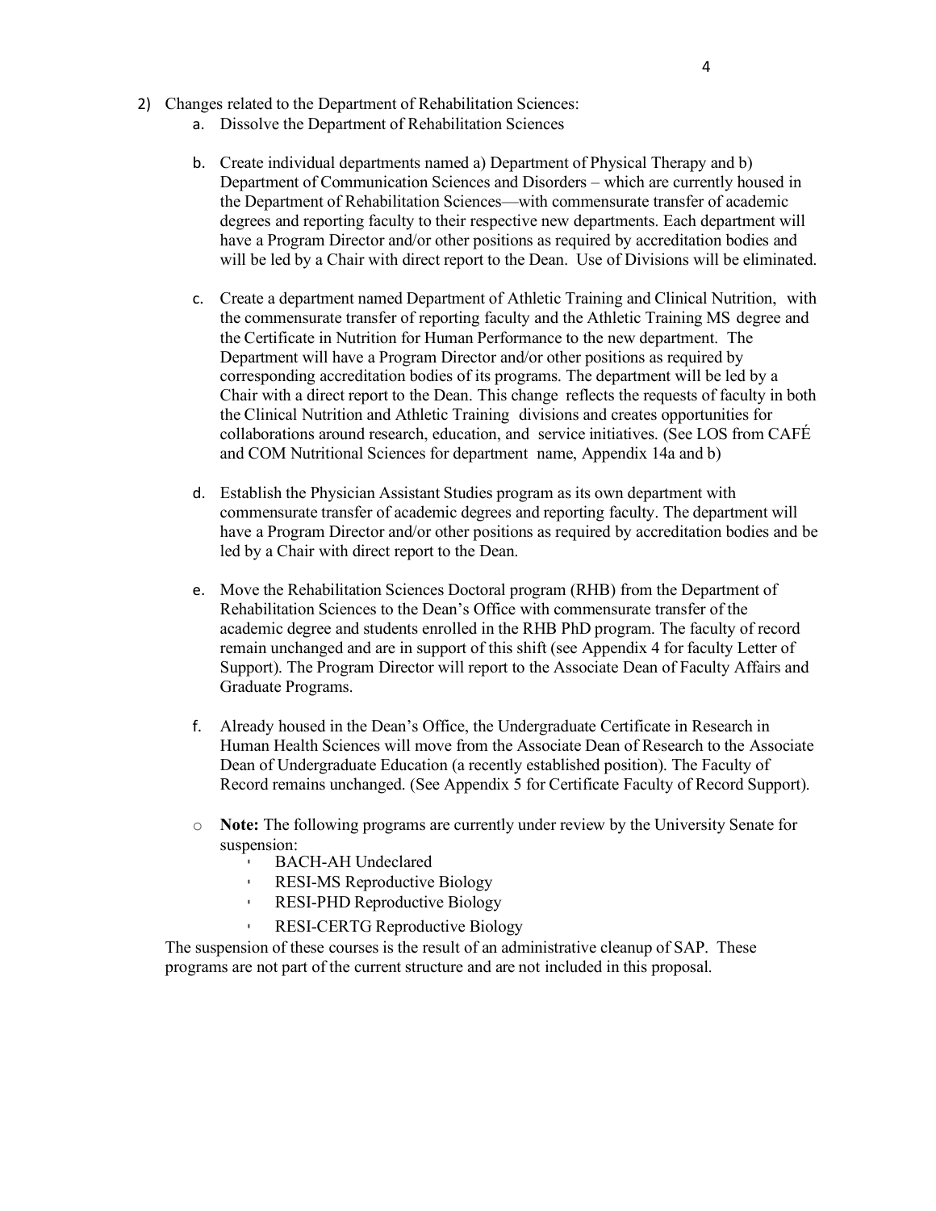2) Changes related to the Department of Rehabilitation Sciences:
    a. Dissolve the Department of Rehabilitation Sciences

    b. Create individual departments named a) Department of Physical Therapy and b) Department of Communication Sciences and Disorders – which are currently housed in the Department of Rehabilitation Sciences—with commensurate transfer of academic degrees and reporting faculty to their respective new departments. Each department will have a Program Director and/or other positions as required by accreditation bodies and will be led by a Chair with direct report to the Dean. Use of Divisions will be eliminated.

    c. Create a department named Department of Athletic Training and Clinical Nutrition, with the commensurate transfer of reporting faculty and the Athletic Training MS degree and the Certificate in Nutrition for Human Performance to the new department. The Department will have a Program Director and/or other positions as required by corresponding accreditation bodies of its programs. The department will be led by a Chair with a direct report to the Dean. This change reflects the requests of faculty in both the Clinical Nutrition and Athletic Training divisions and creates opportunities for collaborations around research, education, and service initiatives. (See LOS from CAFÉ and COM Nutritional Sciences for department name, Appendix 14a and b)

    d. Establish the Physician Assistant Studies program as its own department with commensurate transfer of academic degrees and reporting faculty. The department will have a Program Director and/or other positions as required by accreditation bodies and be led by a Chair with direct report to the Dean.

    e. Move the Rehabilitation Sciences Doctoral program (RHB) from the Department of Rehabilitation Sciences to the Dean's Office with commensurate transfer of the academic degree and students enrolled in the RHB PhD program. The faculty of record remain unchanged and are in support of this shift (see Appendix 4 for faculty Letter of Support). The Program Director will report to the Associate Dean of Faculty Affairs and Graduate Programs.

    f. Already housed in the Dean's Office, the Undergraduate Certificate in Research in Human Health Sciences will move from the Associate Dean of Research to the Associate Dean of Undergraduate Education (a recently established position). The Faculty of Record remains unchanged. (See Appendix 5 for Certificate Faculty of Record Support).

    - **Note:** The following programs are currently under review by the University Senate for suspension:
        - BACH-AH Undeclared
        - RESI-MS Reproductive Biology
        - RESI-PHD Reproductive Biology
        - RESI-CERTG Reproductive Biology

The suspension of these courses is the result of an administrative cleanup of SAP. These programs are not part of the current structure and are not included in this proposal.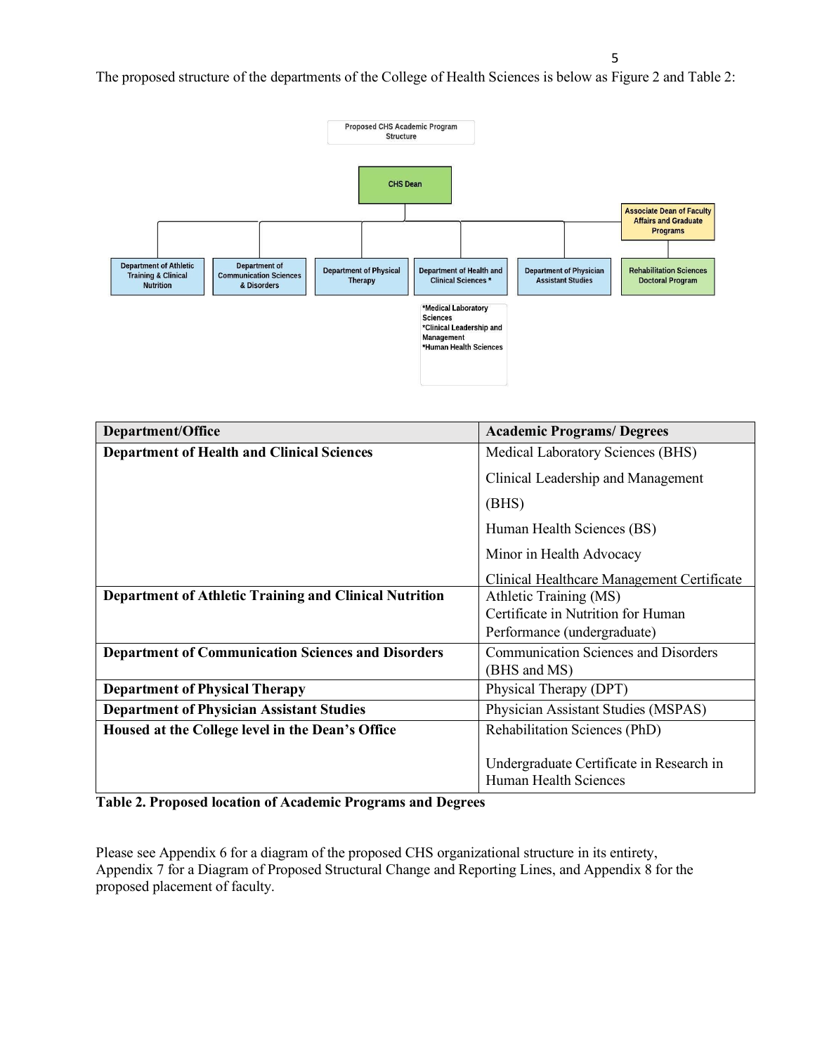The proposed structure of the departments of the College of Health Sciences is below as Figure 2 and Table 2:

Proposed CHS Academic Program Structure

- CHS Dean
  - Department of Athletic Training & Clinical Nutrition
  - Department of Communication Sciences & Disorders
  - Department of Physical Therapy
  - Department of Health and Clinical Sciences *
    - *Medical Laboratory Sciences
    - *Clinical Leadership and Management
    - *Human Health Sciences
  - Department of Physician Assistant Studies
  - Associate Dean of Faculty Affairs and Graduate Programs
    - Rehabilitation Sciences Doctoral Program

| Department/Office | Academic Programs/ Degrees |
|---|---|
| **Department of Health and Clinical Sciences** | Medical Laboratory Sciences (BHS)<br>Clinical Leadership and Management (BHS)<br>Human Health Sciences (BS)<br>Minor in Health Advocacy<br>Clinical Healthcare Management Certificate |
| **Department of Athletic Training and Clinical Nutrition** | Athletic Training (MS)<br>Certificate in Nutrition for Human Performance (undergraduate) |
| **Department of Communication Sciences and Disorders** | Communication Sciences and Disorders (BHS and MS) |
| **Department of Physical Therapy** | Physical Therapy (DPT) |
| **Department of Physician Assistant Studies** | Physician Assistant Studies (MSPAS) |
| **Housed at the College level in the Dean's Office** | Rehabilitation Sciences (PhD)<br>Undergraduate Certificate in Research in Human Health Sciences |

**Table 2. Proposed location of Academic Programs and Degrees**

Please see Appendix 6 for a diagram of the proposed CHS organizational structure in its entirety, Appendix 7 for a Diagram of Proposed Structural Change and Reporting Lines, and Appendix 8 for the proposed placement of faculty.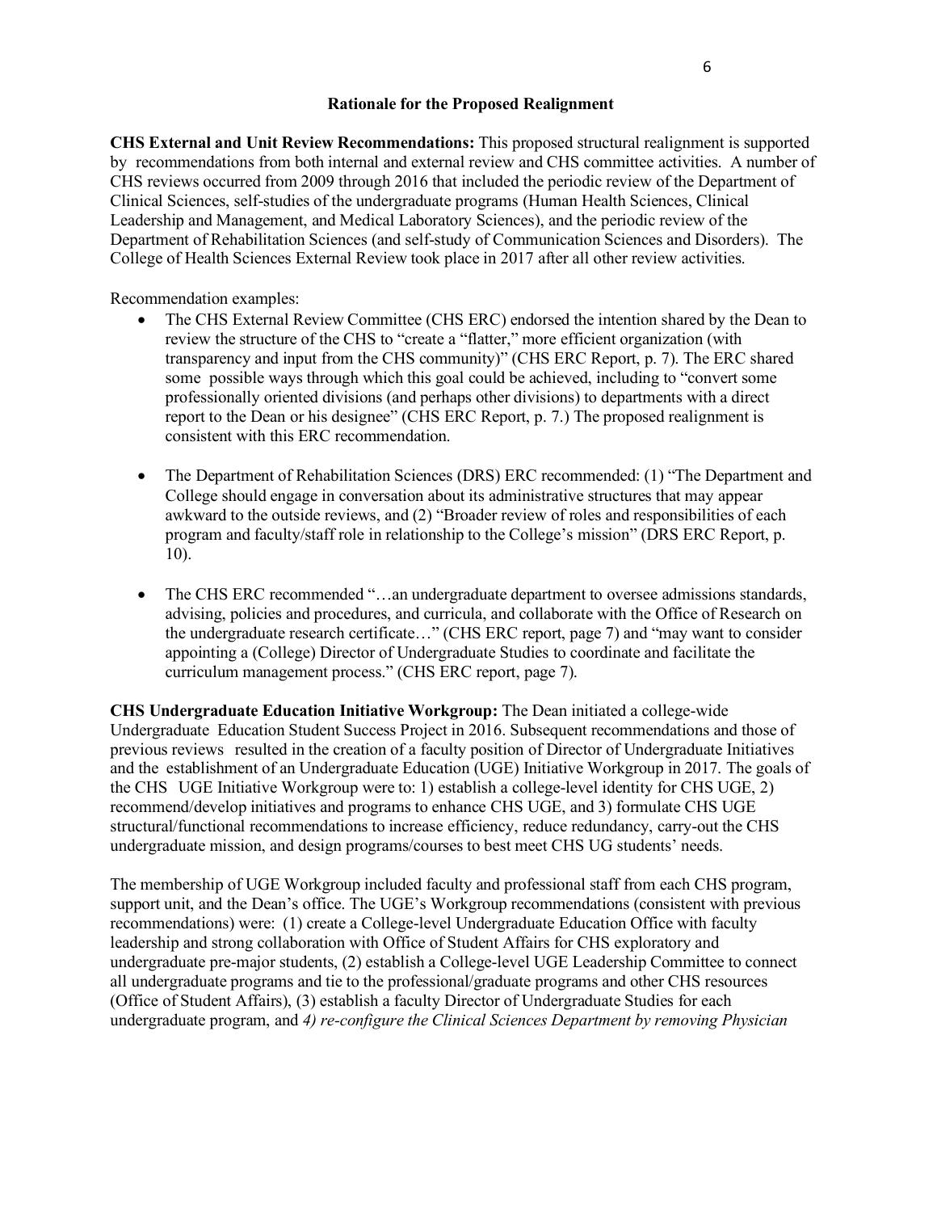**Rationale for the Proposed Realignment**

**CHS External and Unit Review Recommendations:** This proposed structural realignment is supported by recommendations from both internal and external review and CHS committee activities. A number of CHS reviews occurred from 2009 through 2016 that included the periodic review of the Department of Clinical Sciences, self-studies of the undergraduate programs (Human Health Sciences, Clinical Leadership and Management, and Medical Laboratory Sciences), and the periodic review of the Department of Rehabilitation Sciences (and self-study of Communication Sciences and Disorders). The College of Health Sciences External Review took place in 2017 after all other review activities.

Recommendation examples:

- The CHS External Review Committee (CHS ERC) endorsed the intention shared by the Dean to review the structure of the CHS to "create a "flatter," more efficient organization (with transparency and input from the CHS community)" (CHS ERC Report, p. 7). The ERC shared some possible ways through which this goal could be achieved, including to "convert some professionally oriented divisions (and perhaps other divisions) to departments with a direct report to the Dean or his designee" (CHS ERC Report, p. 7.) The proposed realignment is consistent with this ERC recommendation.

- The Department of Rehabilitation Sciences (DRS) ERC recommended: (1) "The Department and College should engage in conversation about its administrative structures that may appear awkward to the outside reviews, and (2) "Broader review of roles and responsibilities of each program and faculty/staff role in relationship to the College's mission" (DRS ERC Report, p. 10).

- The CHS ERC recommended "…an undergraduate department to oversee admissions standards, advising, policies and procedures, and curricula, and collaborate with the Office of Research on the undergraduate research certificate…" (CHS ERC report, page 7) and "may want to consider appointing a (College) Director of Undergraduate Studies to coordinate and facilitate the curriculum management process." (CHS ERC report, page 7).

**CHS Undergraduate Education Initiative Workgroup:** The Dean initiated a college-wide Undergraduate Education Student Success Project in 2016. Subsequent recommendations and those of previous reviews resulted in the creation of a faculty position of Director of Undergraduate Initiatives and the establishment of an Undergraduate Education (UGE) Initiative Workgroup in 2017. The goals of the CHS UGE Initiative Workgroup were to: 1) establish a college-level identity for CHS UGE, 2) recommend/develop initiatives and programs to enhance CHS UGE, and 3) formulate CHS UGE structural/functional recommendations to increase efficiency, reduce redundancy, carry-out the CHS undergraduate mission, and design programs/courses to best meet CHS UG students' needs.

The membership of UGE Workgroup included faculty and professional staff from each CHS program, support unit, and the Dean's office. The UGE's Workgroup recommendations (consistent with previous recommendations) were: (1) create a College-level Undergraduate Education Office with faculty leadership and strong collaboration with Office of Student Affairs for CHS exploratory and undergraduate pre-major students, (2) establish a College-level UGE Leadership Committee to connect all undergraduate programs and tie to the professional/graduate programs and other CHS resources (Office of Student Affairs), (3) establish a faculty Director of Undergraduate Studies for each undergraduate program, and *4) re-configure the Clinical Sciences Department by removing Physician*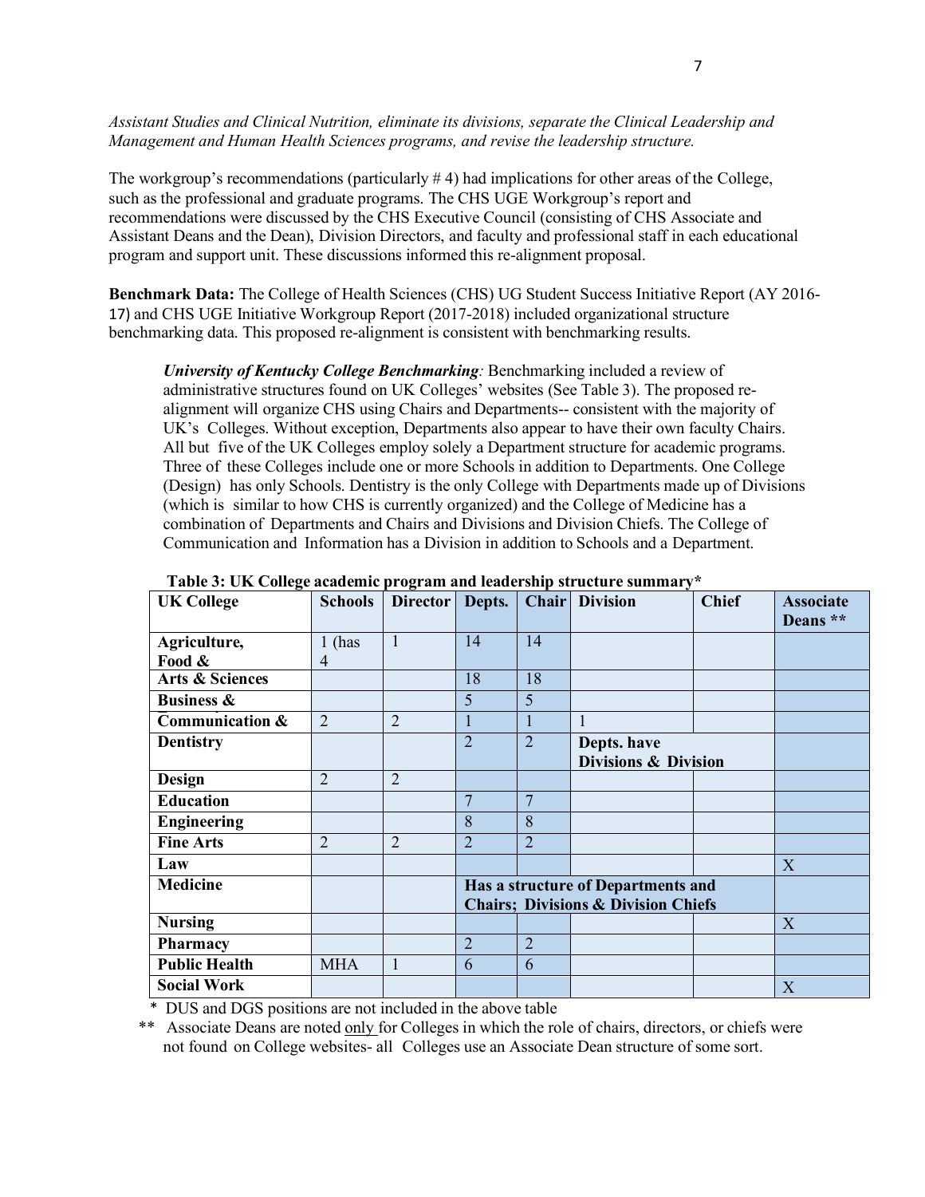*Assistant Studies and Clinical Nutrition, eliminate its divisions, separate the Clinical Leadership and Management and Human Health Sciences programs, and revise the leadership structure.*

The workgroup's recommendations (particularly # 4) had implications for other areas of the College, such as the professional and graduate programs. The CHS UGE Workgroup's report and recommendations were discussed by the CHS Executive Council (consisting of CHS Associate and Assistant Deans and the Dean), Division Directors, and faculty and professional staff in each educational program and support unit. These discussions informed this re-alignment proposal.

**Benchmark Data:** The College of Health Sciences (CHS) UG Student Success Initiative Report (AY 2016-17) and CHS UGE Initiative Workgroup Report (2017-2018) included organizational structure benchmarking data. This proposed re-alignment is consistent with benchmarking results.

***University of Kentucky College Benchmarking****:* Benchmarking included a review of administrative structures found on UK Colleges' websites (See Table 3). The proposed re-alignment will organize CHS using Chairs and Departments-- consistent with the majority of UK's Colleges. Without exception, Departments also appear to have their own faculty Chairs. All but five of the UK Colleges employ solely a Department structure for academic programs. Three of these Colleges include one or more Schools in addition to Departments. One College (Design) has only Schools. Dentistry is the only College with Departments made up of Divisions (which is similar to how CHS is currently organized) and the College of Medicine has a combination of Departments and Chairs and Divisions and Division Chiefs. The College of Communication and Information has a Division in addition to Schools and a Department.

**Table 3: UK College academic program and leadership structure summary***

| UK College | Schools | Director | Depts. | Chair | Division | Chief | Associate Deans ** |
|---|---|---|---|---|---|---|---|
| **Agriculture, Food &** | 1 (has 4 | 1 | 14 | 14 | | | |
| **Arts & Sciences** | | | 18 | 18 | | | |
| **Business &** | | | 5 | 5 | | | |
| **Communication &** | 2 | 2 | 1 | 1 | 1 | | |
| **Dentistry** | | | 2 | 2 | **Depts. have Divisions & Division** | | |
| **Design** | 2 | 2 | | | | | |
| **Education** | | | 7 | 7 | | | |
| **Engineering** | | | 8 | 8 | | | |
| **Fine Arts** | 2 | 2 | 2 | 2 | | | |
| **Law** | | | | | | | X |
| **Medicine** | | | **Has a structure of Departments and Chairs; Divisions & Division Chiefs** | | | | |
| **Nursing** | | | | | | | X |
| **Pharmacy** | | | 2 | 2 | | | |
| **Public Health** | MHA | 1 | 6 | 6 | | | |
| **Social Work** | | | | | | | X |

\* DUS and DGS positions are not included in the above table

** Associate Deans are noted only for Colleges in which the role of chairs, directors, or chiefs were not found on College websites- all Colleges use an Associate Dean structure of some sort.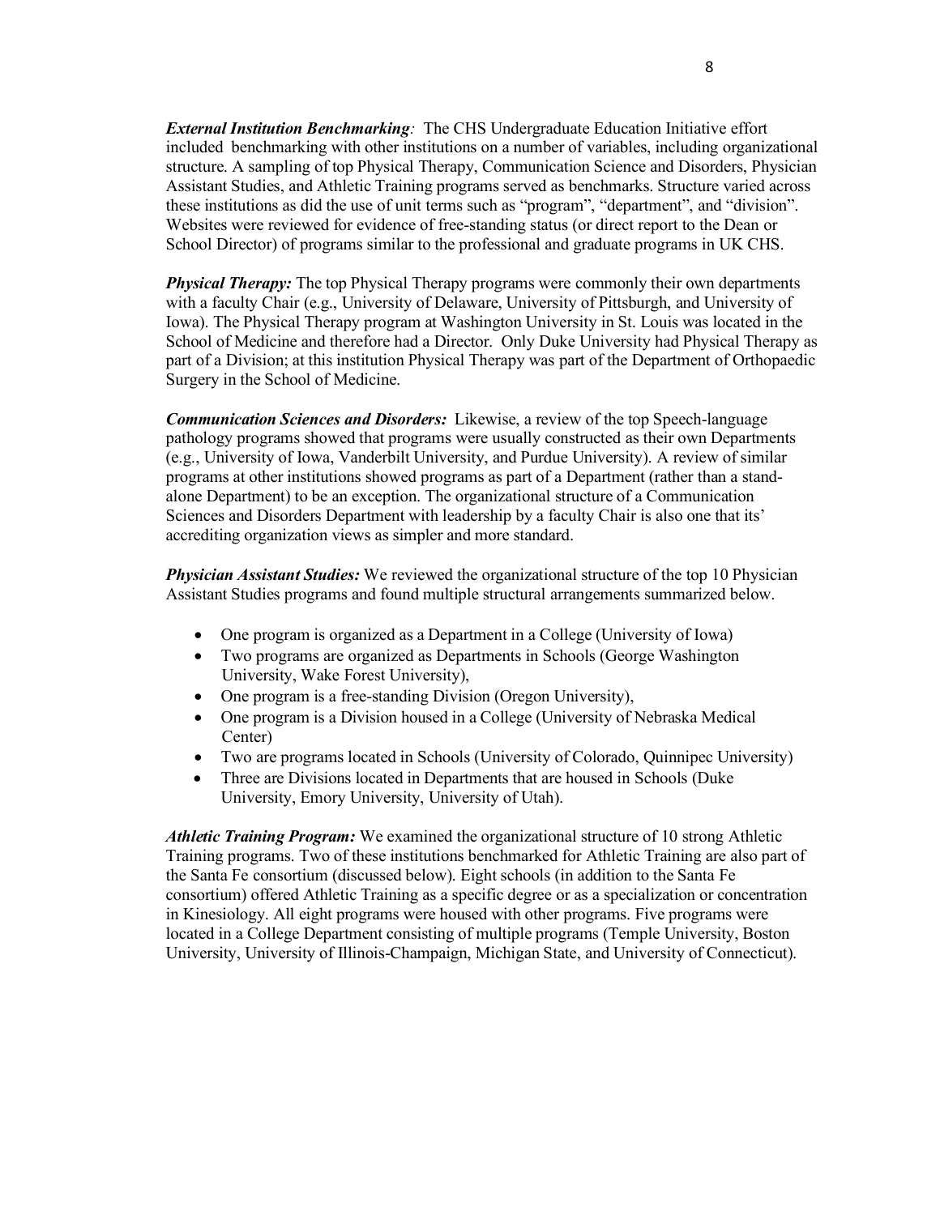***External Institution Benchmarking**:* The CHS Undergraduate Education Initiative effort included benchmarking with other institutions on a number of variables, including organizational structure. A sampling of top Physical Therapy, Communication Science and Disorders, Physician Assistant Studies, and Athletic Training programs served as benchmarks. Structure varied across these institutions as did the use of unit terms such as "program", "department", and "division". Websites were reviewed for evidence of free-standing status (or direct report to the Dean or School Director) of programs similar to the professional and graduate programs in UK CHS.

***Physical Therapy:*** The top Physical Therapy programs were commonly their own departments with a faculty Chair (e.g., University of Delaware, University of Pittsburgh, and University of Iowa). The Physical Therapy program at Washington University in St. Louis was located in the School of Medicine and therefore had a Director. Only Duke University had Physical Therapy as part of a Division; at this institution Physical Therapy was part of the Department of Orthopaedic Surgery in the School of Medicine.

***Communication Sciences and Disorders:*** Likewise, a review of the top Speech-language pathology programs showed that programs were usually constructed as their own Departments (e.g., University of Iowa, Vanderbilt University, and Purdue University). A review of similar programs at other institutions showed programs as part of a Department (rather than a stand-alone Department) to be an exception. The organizational structure of a Communication Sciences and Disorders Department with leadership by a faculty Chair is also one that its' accrediting organization views as simpler and more standard.

***Physician Assistant Studies:*** We reviewed the organizational structure of the top 10 Physician Assistant Studies programs and found multiple structural arrangements summarized below.

- One program is organized as a Department in a College (University of Iowa)
- Two programs are organized as Departments in Schools (George Washington University, Wake Forest University),
- One program is a free-standing Division (Oregon University),
- One program is a Division housed in a College (University of Nebraska Medical Center)
- Two are programs located in Schools (University of Colorado, Quinnipec University)
- Three are Divisions located in Departments that are housed in Schools (Duke University, Emory University, University of Utah).

***Athletic Training Program:*** We examined the organizational structure of 10 strong Athletic Training programs. Two of these institutions benchmarked for Athletic Training are also part of the Santa Fe consortium (discussed below). Eight schools (in addition to the Santa Fe consortium) offered Athletic Training as a specific degree or as a specialization or concentration in Kinesiology. All eight programs were housed with other programs. Five programs were located in a College Department consisting of multiple programs (Temple University, Boston University, University of Illinois-Champaign, Michigan State, and University of Connecticut).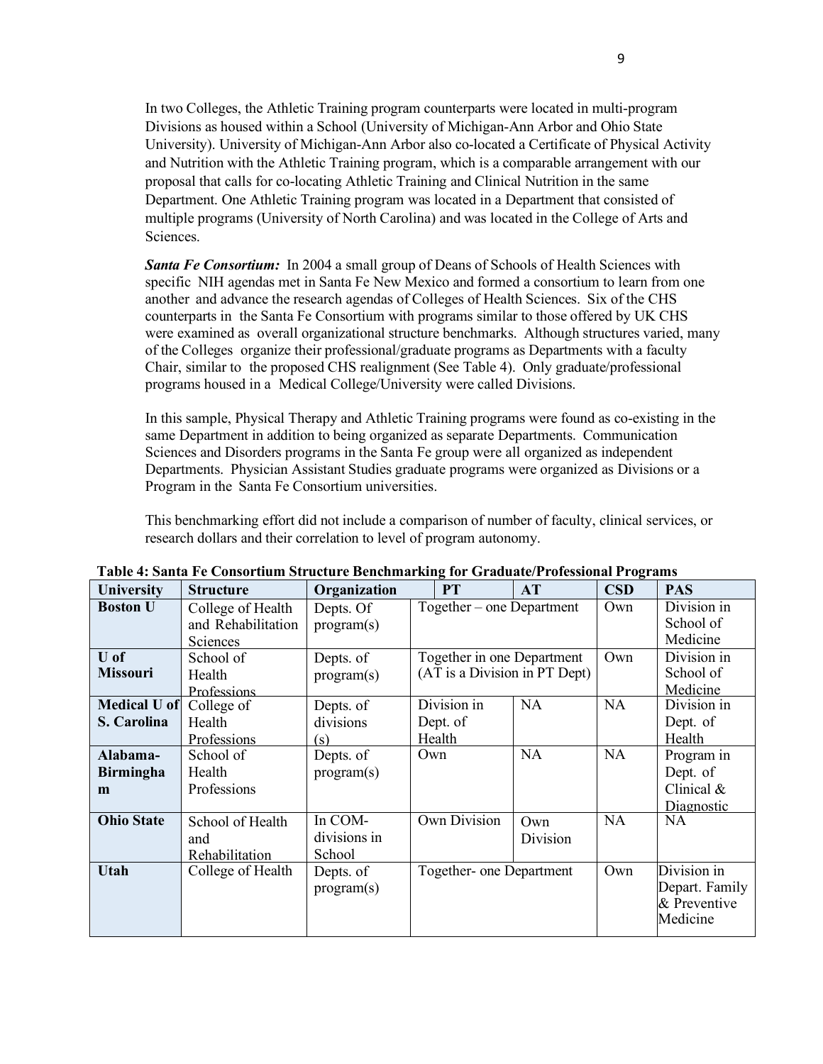In two Colleges, the Athletic Training program counterparts were located in multi-program Divisions as housed within a School (University of Michigan-Ann Arbor and Ohio State University). University of Michigan-Ann Arbor also co-located a Certificate of Physical Activity and Nutrition with the Athletic Training program, which is a comparable arrangement with our proposal that calls for co-locating Athletic Training and Clinical Nutrition in the same Department. One Athletic Training program was located in a Department that consisted of multiple programs (University of North Carolina) and was located in the College of Arts and Sciences.

***Santa Fe Consortium:*** In 2004 a small group of Deans of Schools of Health Sciences with specific NIH agendas met in Santa Fe New Mexico and formed a consortium to learn from one another and advance the research agendas of Colleges of Health Sciences. Six of the CHS counterparts in the Santa Fe Consortium with programs similar to those offered by UK CHS were examined as overall organizational structure benchmarks. Although structures varied, many of the Colleges organize their professional/graduate programs as Departments with a faculty Chair, similar to the proposed CHS realignment (See Table 4). Only graduate/professional programs housed in a Medical College/University were called Divisions.

In this sample, Physical Therapy and Athletic Training programs were found as co-existing in the same Department in addition to being organized as separate Departments. Communication Sciences and Disorders programs in the Santa Fe group were all organized as independent Departments. Physician Assistant Studies graduate programs were organized as Divisions or a Program in the Santa Fe Consortium universities.

This benchmarking effort did not include a comparison of number of faculty, clinical services, or research dollars and their correlation to level of program autonomy.

**Table 4: Santa Fe Consortium Structure Benchmarking for Graduate/Professional Programs**

| University | Structure | Organization | PT | AT | CSD | PAS |
|---|---|---|---|---|---|---|
| **Boston U** | College of Health and Rehabilitation Sciences | Depts. Of program(s) | Together – one Department | | Own | Division in School of Medicine |
| **U of Missouri** | School of Health Professions | Depts. of program(s) | Together in one Department (AT is a Division in PT Dept) | | Own | Division in School of Medicine |
| **Medical U of S. Carolina** | College of Health Professions | Depts. of divisions (s) | Division in Dept. of Health | NA | NA | Division in Dept. of Health |
| **Alabama-Birmingham** | School of Health Professions | Depts. of program(s) | Own | NA | NA | Program in Dept. of Clinical & Diagnostic |
| **Ohio State** | School of Health and Rehabilitation | In COM-divisions in School | Own Division | Own Division | NA | NA |
| **Utah** | College of Health | Depts. of program(s) | Together- one Department | | Own | Division in Depart. Family & Preventive Medicine |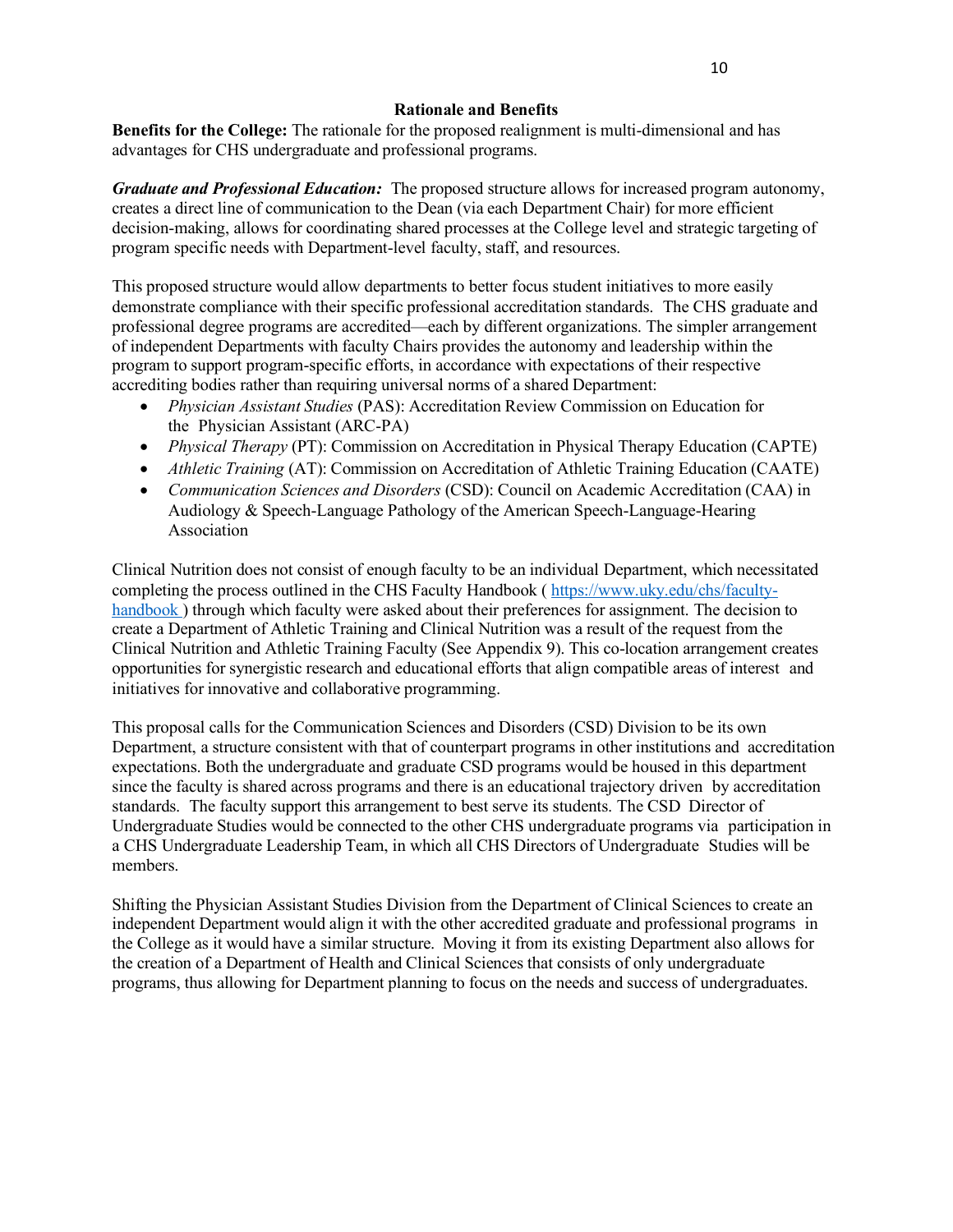## Rationale and Benefits

**Benefits for the College:** The rationale for the proposed realignment is multi-dimensional and has advantages for CHS undergraduate and professional programs.

***Graduate and Professional Education:*** The proposed structure allows for increased program autonomy, creates a direct line of communication to the Dean (via each Department Chair) for more efficient decision-making, allows for coordinating shared processes at the College level and strategic targeting of program specific needs with Department-level faculty, staff, and resources.

This proposed structure would allow departments to better focus student initiatives to more easily demonstrate compliance with their specific professional accreditation standards. The CHS graduate and professional degree programs are accredited—each by different organizations. The simpler arrangement of independent Departments with faculty Chairs provides the autonomy and leadership within the program to support program-specific efforts, in accordance with expectations of their respective accrediting bodies rather than requiring universal norms of a shared Department:

- *Physician Assistant Studies* (PAS): Accreditation Review Commission on Education for the Physician Assistant (ARC-PA)
- *Physical Therapy* (PT): Commission on Accreditation in Physical Therapy Education (CAPTE)
- *Athletic Training* (AT): Commission on Accreditation of Athletic Training Education (CAATE)
- *Communication Sciences and Disorders* (CSD): Council on Academic Accreditation (CAA) in Audiology & Speech-Language Pathology of the American Speech-Language-Hearing Association

Clinical Nutrition does not consist of enough faculty to be an individual Department, which necessitated completing the process outlined in the CHS Faculty Handbook ( [https://www.uky.edu/chs/faculty-handbook](https://www.uky.edu/chs/faculty-handbook) ) through which faculty were asked about their preferences for assignment. The decision to create a Department of Athletic Training and Clinical Nutrition was a result of the request from the Clinical Nutrition and Athletic Training Faculty (See Appendix 9). This co-location arrangement creates opportunities for synergistic research and educational efforts that align compatible areas of interest and initiatives for innovative and collaborative programming.

This proposal calls for the Communication Sciences and Disorders (CSD) Division to be its own Department, a structure consistent with that of counterpart programs in other institutions and accreditation expectations. Both the undergraduate and graduate CSD programs would be housed in this department since the faculty is shared across programs and there is an educational trajectory driven by accreditation standards. The faculty support this arrangement to best serve its students. The CSD Director of Undergraduate Studies would be connected to the other CHS undergraduate programs via participation in a CHS Undergraduate Leadership Team, in which all CHS Directors of Undergraduate Studies will be members.

Shifting the Physician Assistant Studies Division from the Department of Clinical Sciences to create an independent Department would align it with the other accredited graduate and professional programs in the College as it would have a similar structure. Moving it from its existing Department also allows for the creation of a Department of Health and Clinical Sciences that consists of only undergraduate programs, thus allowing for Department planning to focus on the needs and success of undergraduates.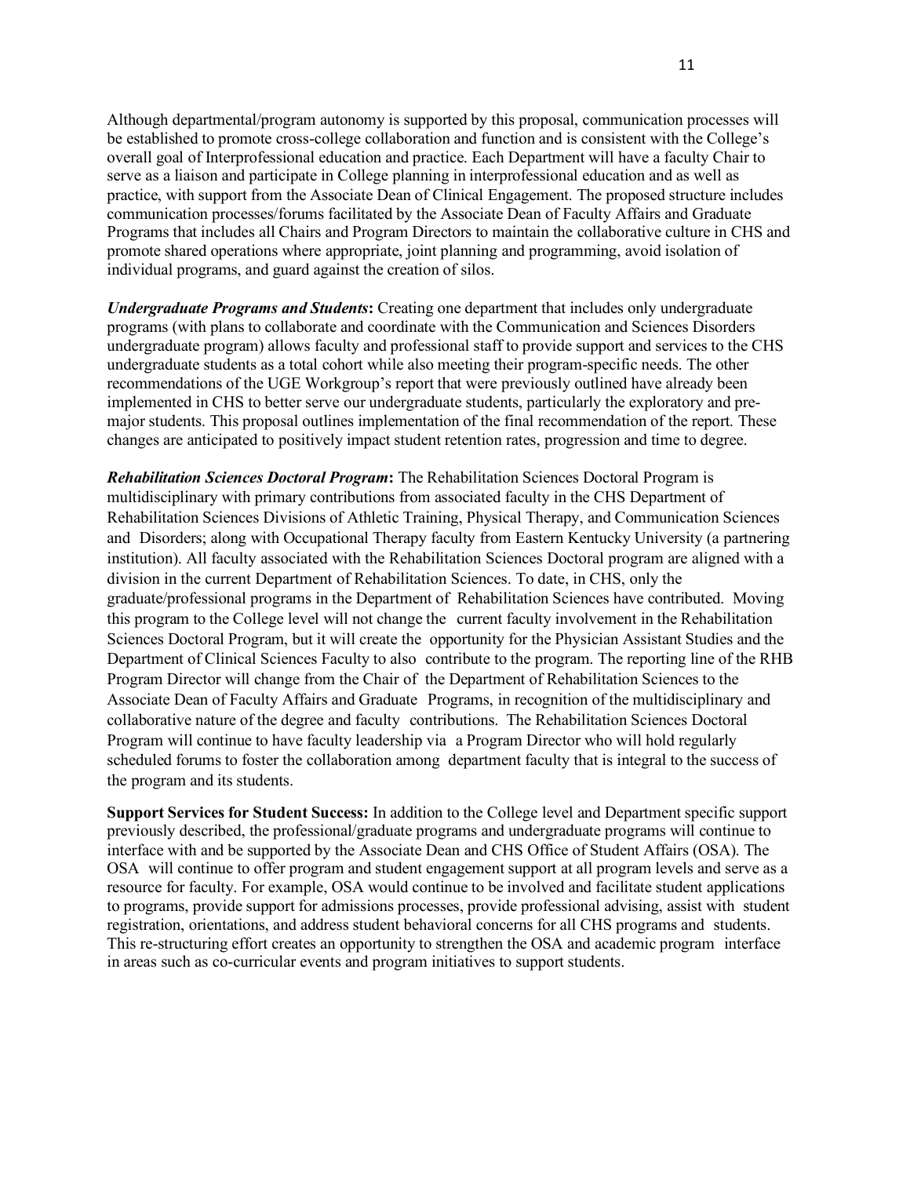Although departmental/program autonomy is supported by this proposal, communication processes will be established to promote cross-college collaboration and function and is consistent with the College's overall goal of Interprofessional education and practice. Each Department will have a faculty Chair to serve as a liaison and participate in College planning in interprofessional education and as well as practice, with support from the Associate Dean of Clinical Engagement. The proposed structure includes communication processes/forums facilitated by the Associate Dean of Faculty Affairs and Graduate Programs that includes all Chairs and Program Directors to maintain the collaborative culture in CHS and promote shared operations where appropriate, joint planning and programming, avoid isolation of individual programs, and guard against the creation of silos.

***Undergraduate Programs and Students*:** Creating one department that includes only undergraduate programs (with plans to collaborate and coordinate with the Communication and Sciences Disorders undergraduate program) allows faculty and professional staff to provide support and services to the CHS undergraduate students as a total cohort while also meeting their program-specific needs. The other recommendations of the UGE Workgroup's report that were previously outlined have already been implemented in CHS to better serve our undergraduate students, particularly the exploratory and pre-major students. This proposal outlines implementation of the final recommendation of the report. These changes are anticipated to positively impact student retention rates, progression and time to degree.

***Rehabilitation Sciences Doctoral Program*:** The Rehabilitation Sciences Doctoral Program is multidisciplinary with primary contributions from associated faculty in the CHS Department of Rehabilitation Sciences Divisions of Athletic Training, Physical Therapy, and Communication Sciences and Disorders; along with Occupational Therapy faculty from Eastern Kentucky University (a partnering institution). All faculty associated with the Rehabilitation Sciences Doctoral program are aligned with a division in the current Department of Rehabilitation Sciences. To date, in CHS, only the graduate/professional programs in the Department of Rehabilitation Sciences have contributed. Moving this program to the College level will not change the current faculty involvement in the Rehabilitation Sciences Doctoral Program, but it will create the opportunity for the Physician Assistant Studies and the Department of Clinical Sciences Faculty to also contribute to the program. The reporting line of the RHB Program Director will change from the Chair of the Department of Rehabilitation Sciences to the Associate Dean of Faculty Affairs and Graduate Programs, in recognition of the multidisciplinary and collaborative nature of the degree and faculty contributions. The Rehabilitation Sciences Doctoral Program will continue to have faculty leadership via a Program Director who will hold regularly scheduled forums to foster the collaboration among department faculty that is integral to the success of the program and its students.

**Support Services for Student Success:** In addition to the College level and Department specific support previously described, the professional/graduate programs and undergraduate programs will continue to interface with and be supported by the Associate Dean and CHS Office of Student Affairs (OSA). The OSA will continue to offer program and student engagement support at all program levels and serve as a resource for faculty. For example, OSA would continue to be involved and facilitate student applications to programs, provide support for admissions processes, provide professional advising, assist with student registration, orientations, and address student behavioral concerns for all CHS programs and students. This re-structuring effort creates an opportunity to strengthen the OSA and academic program interface in areas such as co-curricular events and program initiatives to support students.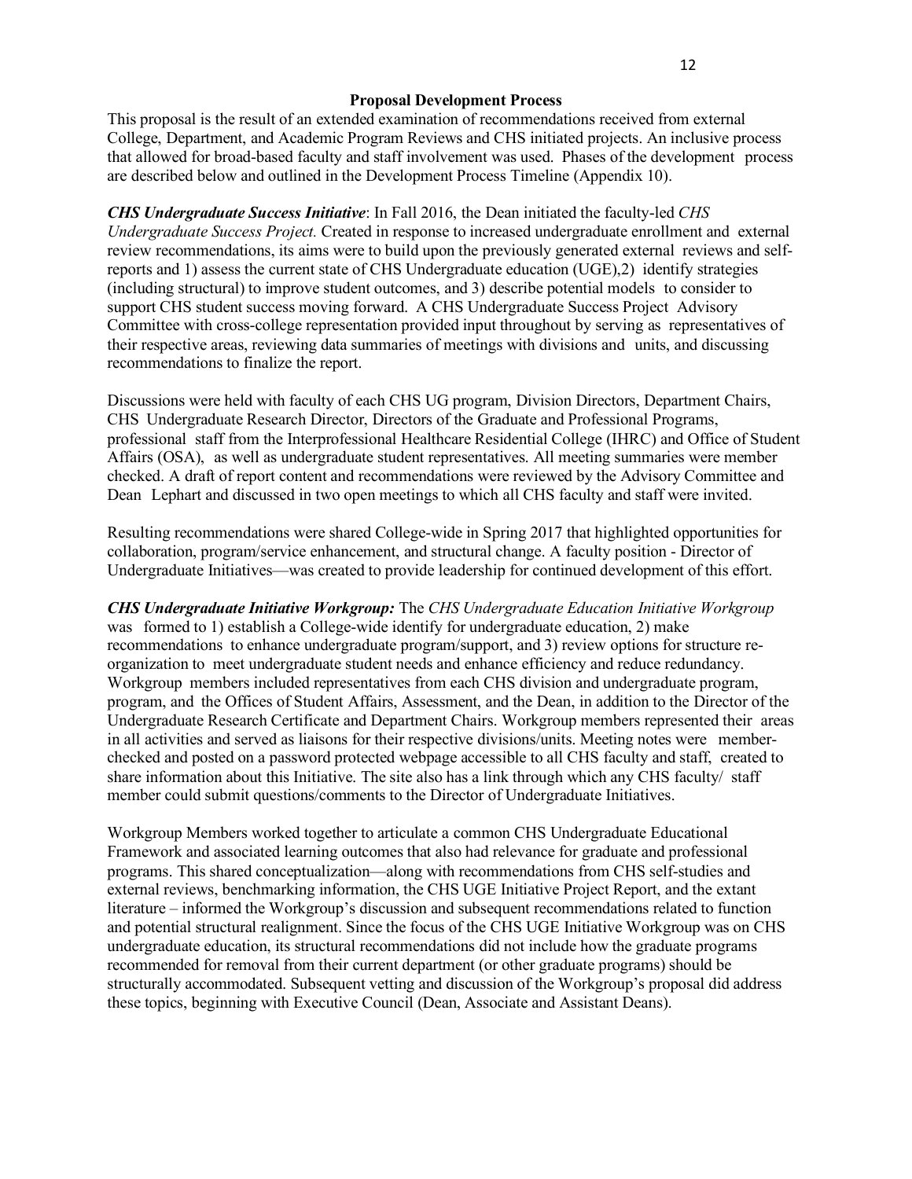## Proposal Development Process

This proposal is the result of an extended examination of recommendations received from external College, Department, and Academic Program Reviews and CHS initiated projects. An inclusive process that allowed for broad-based faculty and staff involvement was used. Phases of the development process are described below and outlined in the Development Process Timeline (Appendix 10).

***CHS Undergraduate Success Initiative***: In Fall 2016, the Dean initiated the faculty-led *CHS Undergraduate Success Project.* Created in response to increased undergraduate enrollment and external review recommendations, its aims were to build upon the previously generated external reviews and self-reports and 1) assess the current state of CHS Undergraduate education (UGE),2) identify strategies (including structural) to improve student outcomes, and 3) describe potential models to consider to support CHS student success moving forward. A CHS Undergraduate Success Project Advisory Committee with cross-college representation provided input throughout by serving as representatives of their respective areas, reviewing data summaries of meetings with divisions and units, and discussing recommendations to finalize the report.

Discussions were held with faculty of each CHS UG program, Division Directors, Department Chairs, CHS Undergraduate Research Director, Directors of the Graduate and Professional Programs, professional staff from the Interprofessional Healthcare Residential College (IHRC) and Office of Student Affairs (OSA), as well as undergraduate student representatives. All meeting summaries were member checked. A draft of report content and recommendations were reviewed by the Advisory Committee and Dean Lephart and discussed in two open meetings to which all CHS faculty and staff were invited.

Resulting recommendations were shared College-wide in Spring 2017 that highlighted opportunities for collaboration, program/service enhancement, and structural change. A faculty position - Director of Undergraduate Initiatives—was created to provide leadership for continued development of this effort.

***CHS Undergraduate Initiative Workgroup:*** The *CHS Undergraduate Education Initiative Workgroup* was formed to 1) establish a College-wide identify for undergraduate education, 2) make recommendations to enhance undergraduate program/support, and 3) review options for structure re-organization to meet undergraduate student needs and enhance efficiency and reduce redundancy. Workgroup members included representatives from each CHS division and undergraduate program, program, and the Offices of Student Affairs, Assessment, and the Dean, in addition to the Director of the Undergraduate Research Certificate and Department Chairs. Workgroup members represented their areas in all activities and served as liaisons for their respective divisions/units. Meeting notes were member-checked and posted on a password protected webpage accessible to all CHS faculty and staff, created to share information about this Initiative. The site also has a link through which any CHS faculty/ staff member could submit questions/comments to the Director of Undergraduate Initiatives.

Workgroup Members worked together to articulate a common CHS Undergraduate Educational Framework and associated learning outcomes that also had relevance for graduate and professional programs. This shared conceptualization—along with recommendations from CHS self-studies and external reviews, benchmarking information, the CHS UGE Initiative Project Report, and the extant literature – informed the Workgroup's discussion and subsequent recommendations related to function and potential structural realignment. Since the focus of the CHS UGE Initiative Workgroup was on CHS undergraduate education, its structural recommendations did not include how the graduate programs recommended for removal from their current department (or other graduate programs) should be structurally accommodated. Subsequent vetting and discussion of the Workgroup's proposal did address these topics, beginning with Executive Council (Dean, Associate and Assistant Deans).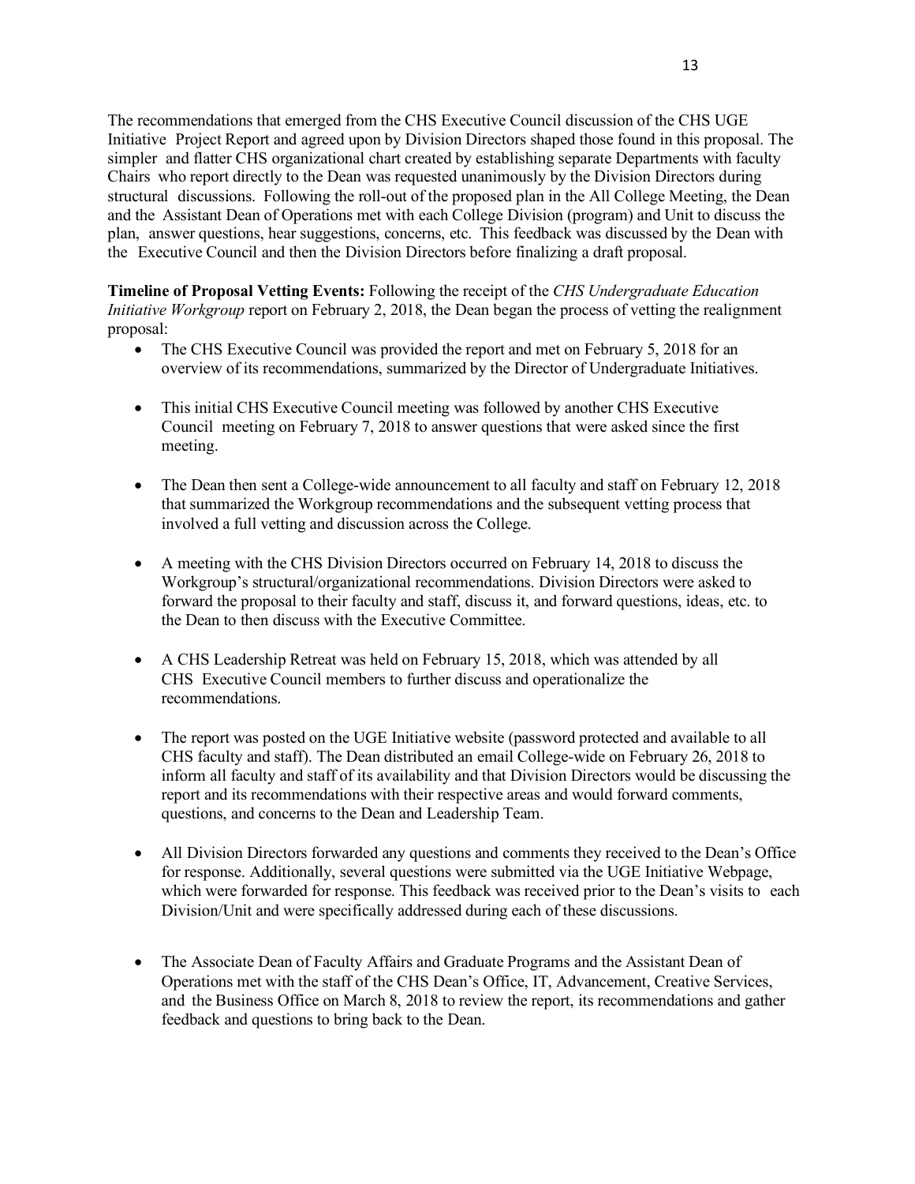The recommendations that emerged from the CHS Executive Council discussion of the CHS UGE Initiative Project Report and agreed upon by Division Directors shaped those found in this proposal. The simpler and flatter CHS organizational chart created by establishing separate Departments with faculty Chairs who report directly to the Dean was requested unanimously by the Division Directors during structural discussions. Following the roll-out of the proposed plan in the All College Meeting, the Dean and the Assistant Dean of Operations met with each College Division (program) and Unit to discuss the plan, answer questions, hear suggestions, concerns, etc. This feedback was discussed by the Dean with the Executive Council and then the Division Directors before finalizing a draft proposal.

**Timeline of Proposal Vetting Events:** Following the receipt of the *CHS Undergraduate Education Initiative Workgroup* report on February 2, 2018, the Dean began the process of vetting the realignment proposal:

- The CHS Executive Council was provided the report and met on February 5, 2018 for an overview of its recommendations, summarized by the Director of Undergraduate Initiatives.

- This initial CHS Executive Council meeting was followed by another CHS Executive Council meeting on February 7, 2018 to answer questions that were asked since the first meeting.

- The Dean then sent a College-wide announcement to all faculty and staff on February 12, 2018 that summarized the Workgroup recommendations and the subsequent vetting process that involved a full vetting and discussion across the College.

- A meeting with the CHS Division Directors occurred on February 14, 2018 to discuss the Workgroup's structural/organizational recommendations. Division Directors were asked to forward the proposal to their faculty and staff, discuss it, and forward questions, ideas, etc. to the Dean to then discuss with the Executive Committee.

- A CHS Leadership Retreat was held on February 15, 2018, which was attended by all CHS Executive Council members to further discuss and operationalize the recommendations.

- The report was posted on the UGE Initiative website (password protected and available to all CHS faculty and staff). The Dean distributed an email College-wide on February 26, 2018 to inform all faculty and staff of its availability and that Division Directors would be discussing the report and its recommendations with their respective areas and would forward comments, questions, and concerns to the Dean and Leadership Team.

- All Division Directors forwarded any questions and comments they received to the Dean's Office for response. Additionally, several questions were submitted via the UGE Initiative Webpage, which were forwarded for response. This feedback was received prior to the Dean's visits to each Division/Unit and were specifically addressed during each of these discussions.

- The Associate Dean of Faculty Affairs and Graduate Programs and the Assistant Dean of Operations met with the staff of the CHS Dean's Office, IT, Advancement, Creative Services, and the Business Office on March 8, 2018 to review the report, its recommendations and gather feedback and questions to bring back to the Dean.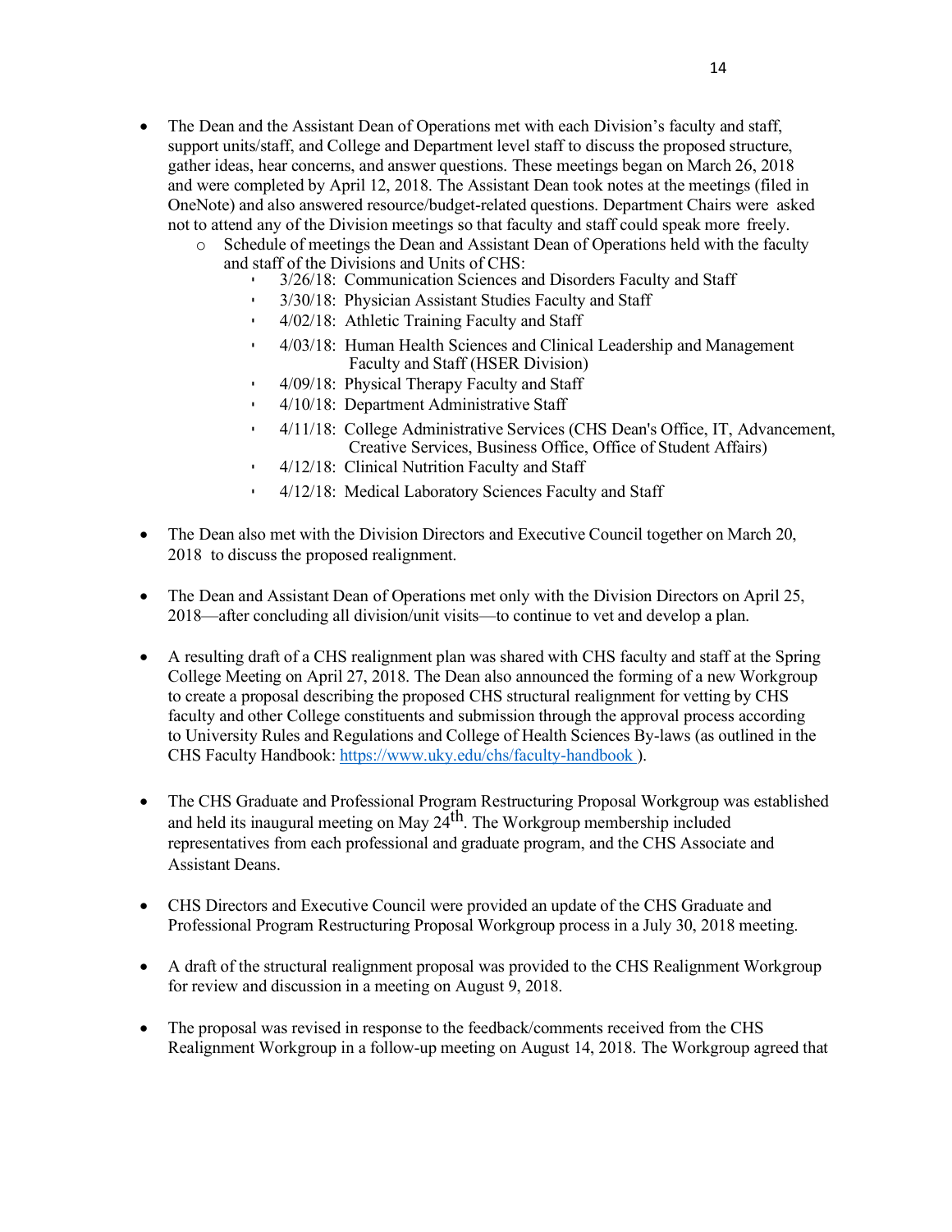- The Dean and the Assistant Dean of Operations met with each Division's faculty and staff, support units/staff, and College and Department level staff to discuss the proposed structure, gather ideas, hear concerns, and answer questions. These meetings began on March 26, 2018 and were completed by April 12, 2018. The Assistant Dean took notes at the meetings (filed in OneNote) and also answered resource/budget-related questions. Department Chairs were asked not to attend any of the Division meetings so that faculty and staff could speak more freely.
  - Schedule of meetings the Dean and Assistant Dean of Operations held with the faculty and staff of the Divisions and Units of CHS:
    - 3/26/18: Communication Sciences and Disorders Faculty and Staff
    - 3/30/18: Physician Assistant Studies Faculty and Staff
    - 4/02/18: Athletic Training Faculty and Staff
    - 4/03/18: Human Health Sciences and Clinical Leadership and Management Faculty and Staff (HSER Division)
    - 4/09/18: Physical Therapy Faculty and Staff
    - 4/10/18: Department Administrative Staff
    - 4/11/18: College Administrative Services (CHS Dean's Office, IT, Advancement, Creative Services, Business Office, Office of Student Affairs)
    - 4/12/18: Clinical Nutrition Faculty and Staff
    - 4/12/18: Medical Laboratory Sciences Faculty and Staff

- The Dean also met with the Division Directors and Executive Council together on March 20, 2018 to discuss the proposed realignment.

- The Dean and Assistant Dean of Operations met only with the Division Directors on April 25, 2018—after concluding all division/unit visits—to continue to vet and develop a plan.

- A resulting draft of a CHS realignment plan was shared with CHS faculty and staff at the Spring College Meeting on April 27, 2018. The Dean also announced the forming of a new Workgroup to create a proposal describing the proposed CHS structural realignment for vetting by CHS faculty and other College constituents and submission through the approval process according to University Rules and Regulations and College of Health Sciences By-laws (as outlined in the CHS Faculty Handbook: [https://www.uky.edu/chs/faculty-handbook](https://www.uky.edu/chs/faculty-handbook) ).

- The CHS Graduate and Professional Program Restructuring Proposal Workgroup was established and held its inaugural meeting on May 24th. The Workgroup membership included representatives from each professional and graduate program, and the CHS Associate and Assistant Deans.

- CHS Directors and Executive Council were provided an update of the CHS Graduate and Professional Program Restructuring Proposal Workgroup process in a July 30, 2018 meeting.

- A draft of the structural realignment proposal was provided to the CHS Realignment Workgroup for review and discussion in a meeting on August 9, 2018.

- The proposal was revised in response to the feedback/comments received from the CHS Realignment Workgroup in a follow-up meeting on August 14, 2018. The Workgroup agreed that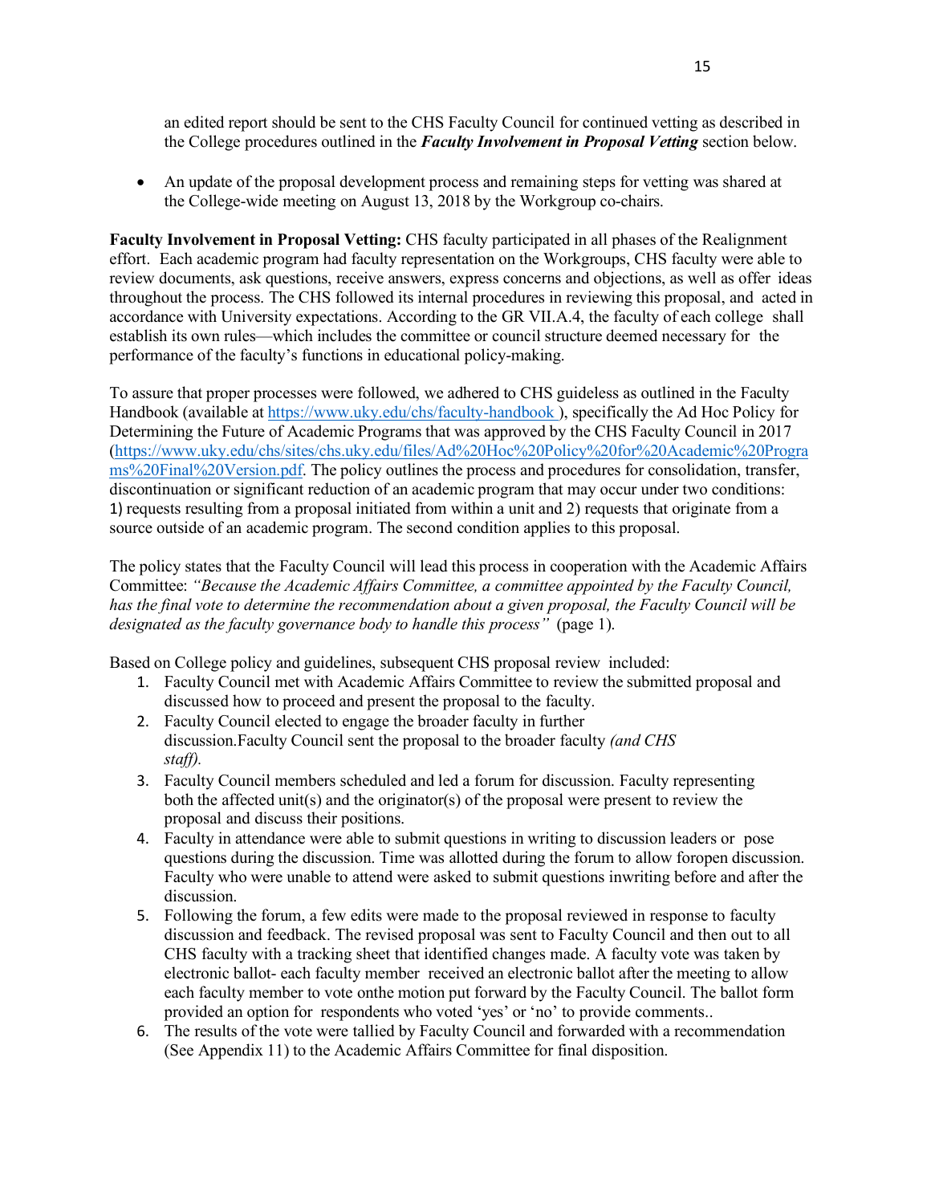an edited report should be sent to the CHS Faculty Council for continued vetting as described in the College procedures outlined in the ***Faculty Involvement in Proposal Vetting*** section below.

- An update of the proposal development process and remaining steps for vetting was shared at the College-wide meeting on August 13, 2018 by the Workgroup co-chairs.

**Faculty Involvement in Proposal Vetting:** CHS faculty participated in all phases of the Realignment effort. Each academic program had faculty representation on the Workgroups, CHS faculty were able to review documents, ask questions, receive answers, express concerns and objections, as well as offer ideas throughout the process. The CHS followed its internal procedures in reviewing this proposal, and acted in accordance with University expectations. According to the GR VII.A.4, the faculty of each college shall establish its own rules—which includes the committee or council structure deemed necessary for the performance of the faculty's functions in educational policy-making.

To assure that proper processes were followed, we adhered to CHS guideless as outlined in the Faculty Handbook (available at [https://www.uky.edu/chs/faculty-handbook](https://www.uky.edu/chs/faculty-handbook) ), specifically the Ad Hoc Policy for Determining the Future of Academic Programs that was approved by the CHS Faculty Council in 2017 ([https://www.uky.edu/chs/sites/chs.uky.edu/files/Ad%20Hoc%20Policy%20for%20Academic%20Programs%20Final%20Version.pdf](https://www.uky.edu/chs/sites/chs.uky.edu/files/Ad%20Hoc%20Policy%20for%20Academic%20Programs%20Final%20Version.pdf). The policy outlines the process and procedures for consolidation, transfer, discontinuation or significant reduction of an academic program that may occur under two conditions: 1) requests resulting from a proposal initiated from within a unit and 2) requests that originate from a source outside of an academic program. The second condition applies to this proposal.

The policy states that the Faculty Council will lead this process in cooperation with the Academic Affairs Committee: *"Because the Academic Affairs Committee, a committee appointed by the Faculty Council, has the final vote to determine the recommendation about a given proposal, the Faculty Council will be designated as the faculty governance body to handle this process"* (page 1).

Based on College policy and guidelines, subsequent CHS proposal review included:

1. Faculty Council met with Academic Affairs Committee to review the submitted proposal and discussed how to proceed and present the proposal to the faculty.
2. Faculty Council elected to engage the broader faculty in further discussion.Faculty Council sent the proposal to the broader faculty *(and CHS staff).*
3. Faculty Council members scheduled and led a forum for discussion. Faculty representing both the affected unit(s) and the originator(s) of the proposal were present to review the proposal and discuss their positions.
4. Faculty in attendance were able to submit questions in writing to discussion leaders or pose questions during the discussion. Time was allotted during the forum to allow foropen discussion. Faculty who were unable to attend were asked to submit questions inwriting before and after the discussion.
5. Following the forum, a few edits were made to the proposal reviewed in response to faculty discussion and feedback. The revised proposal was sent to Faculty Council and then out to all CHS faculty with a tracking sheet that identified changes made. A faculty vote was taken by electronic ballot- each faculty member received an electronic ballot after the meeting to allow each faculty member to vote onthe motion put forward by the Faculty Council. The ballot form provided an option for respondents who voted 'yes' or 'no' to provide comments..
6. The results of the vote were tallied by Faculty Council and forwarded with a recommendation (See Appendix 11) to the Academic Affairs Committee for final disposition.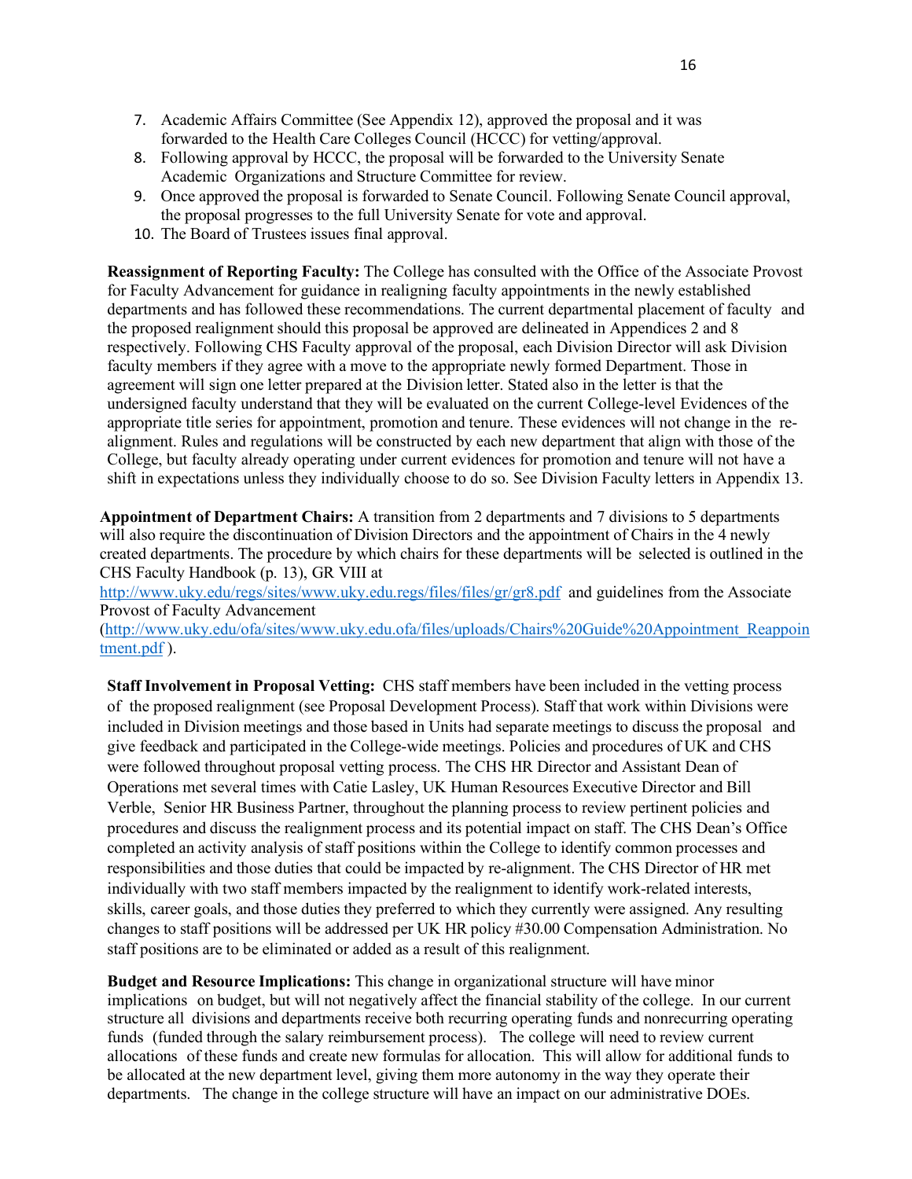7. Academic Affairs Committee (See Appendix 12), approved the proposal and it was forwarded to the Health Care Colleges Council (HCCC) for vetting/approval.
8. Following approval by HCCC, the proposal will be forwarded to the University Senate Academic Organizations and Structure Committee for review.
9. Once approved the proposal is forwarded to Senate Council. Following Senate Council approval, the proposal progresses to the full University Senate for vote and approval.
10. The Board of Trustees issues final approval.

**Reassignment of Reporting Faculty:** The College has consulted with the Office of the Associate Provost for Faculty Advancement for guidance in realigning faculty appointments in the newly established departments and has followed these recommendations. The current departmental placement of faculty and the proposed realignment should this proposal be approved are delineated in Appendices 2 and 8 respectively. Following CHS Faculty approval of the proposal, each Division Director will ask Division faculty members if they agree with a move to the appropriate newly formed Department. Those in agreement will sign one letter prepared at the Division letter. Stated also in the letter is that the undersigned faculty understand that they will be evaluated on the current College-level Evidences of the appropriate title series for appointment, promotion and tenure. These evidences will not change in the re-alignment. Rules and regulations will be constructed by each new department that align with those of the College, but faculty already operating under current evidences for promotion and tenure will not have a shift in expectations unless they individually choose to do so. See Division Faculty letters in Appendix 13.

**Appointment of Department Chairs:** A transition from 2 departments and 7 divisions to 5 departments will also require the discontinuation of Division Directors and the appointment of Chairs in the 4 newly created departments. The procedure by which chairs for these departments will be selected is outlined in the CHS Faculty Handbook (p. 13), GR VIII at http://www.uky.edu/regs/sites/www.uky.edu.regs/files/files/gr/gr8.pdf and guidelines from the Associate Provost of Faculty Advancement (http://www.uky.edu/ofa/sites/www.uky.edu.ofa/files/uploads/Chairs%20Guide%20Appointment_Reappointment.pdf ).

**Staff Involvement in Proposal Vetting:** CHS staff members have been included in the vetting process of the proposed realignment (see Proposal Development Process). Staff that work within Divisions were included in Division meetings and those based in Units had separate meetings to discuss the proposal and give feedback and participated in the College-wide meetings. Policies and procedures of UK and CHS were followed throughout proposal vetting process. The CHS HR Director and Assistant Dean of Operations met several times with Catie Lasley, UK Human Resources Executive Director and Bill Verble, Senior HR Business Partner, throughout the planning process to review pertinent policies and procedures and discuss the realignment process and its potential impact on staff. The CHS Dean's Office completed an activity analysis of staff positions within the College to identify common processes and responsibilities and those duties that could be impacted by re-alignment. The CHS Director of HR met individually with two staff members impacted by the realignment to identify work-related interests, skills, career goals, and those duties they preferred to which they currently were assigned. Any resulting changes to staff positions will be addressed per UK HR policy #30.00 Compensation Administration. No staff positions are to be eliminated or added as a result of this realignment.

**Budget and Resource Implications:** This change in organizational structure will have minor implications on budget, but will not negatively affect the financial stability of the college. In our current structure all divisions and departments receive both recurring operating funds and nonrecurring operating funds (funded through the salary reimbursement process). The college will need to review current allocations of these funds and create new formulas for allocation. This will allow for additional funds to be allocated at the new department level, giving them more autonomy in the way they operate their departments. The change in the college structure will have an impact on our administrative DOEs.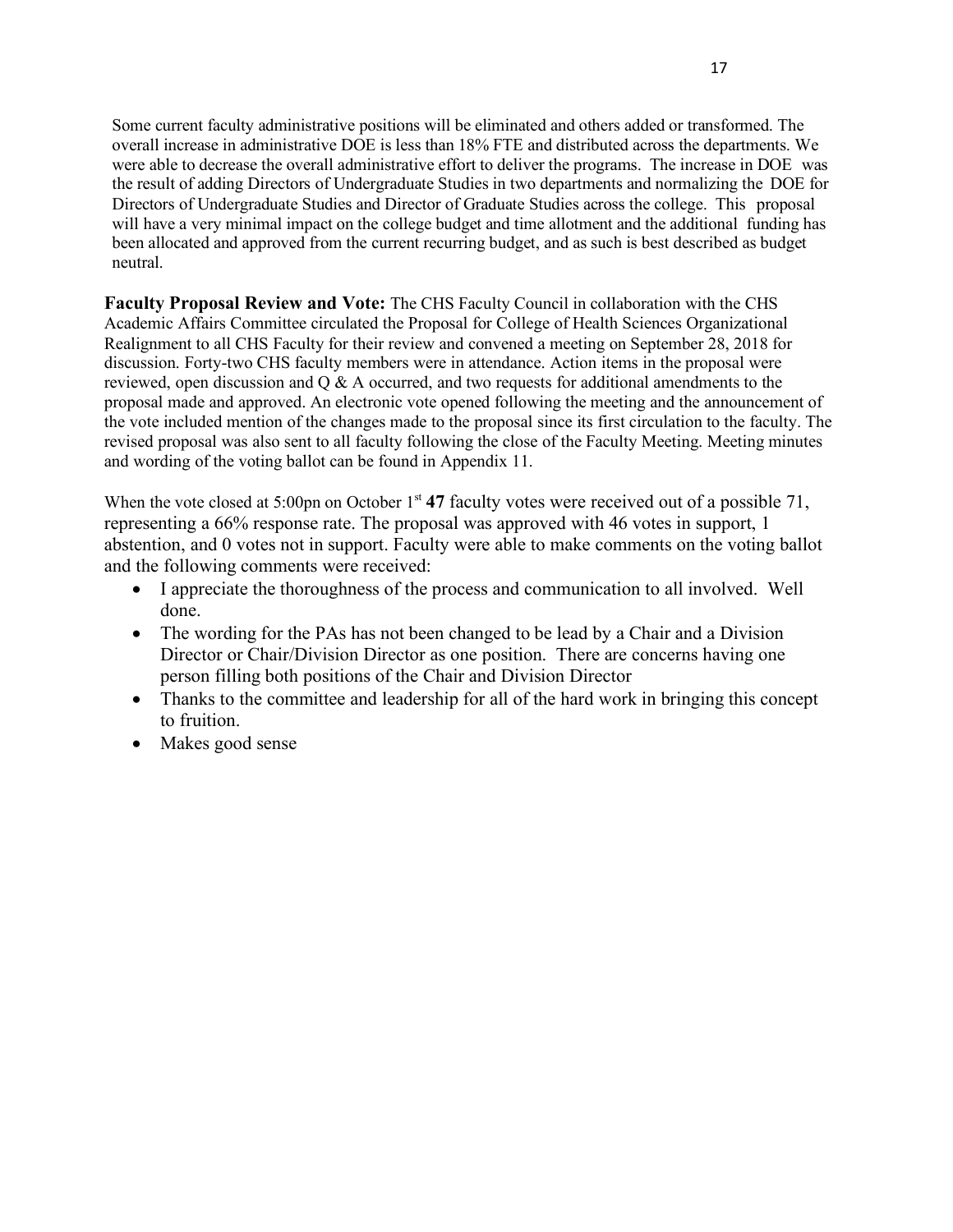Some current faculty administrative positions will be eliminated and others added or transformed. The overall increase in administrative DOE is less than 18% FTE and distributed across the departments. We were able to decrease the overall administrative effort to deliver the programs. The increase in DOE was the result of adding Directors of Undergraduate Studies in two departments and normalizing the DOE for Directors of Undergraduate Studies and Director of Graduate Studies across the college. This proposal will have a very minimal impact on the college budget and time allotment and the additional funding has been allocated and approved from the current recurring budget, and as such is best described as budget neutral.

**Faculty Proposal Review and Vote:** The CHS Faculty Council in collaboration with the CHS Academic Affairs Committee circulated the Proposal for College of Health Sciences Organizational Realignment to all CHS Faculty for their review and convened a meeting on September 28, 2018 for discussion. Forty-two CHS faculty members were in attendance. Action items in the proposal were reviewed, open discussion and Q & A occurred, and two requests for additional amendments to the proposal made and approved. An electronic vote opened following the meeting and the announcement of the vote included mention of the changes made to the proposal since its first circulation to the faculty. The revised proposal was also sent to all faculty following the close of the Faculty Meeting. Meeting minutes and wording of the voting ballot can be found in Appendix 11.

When the vote closed at 5:00pn on October 1st **47** faculty votes were received out of a possible 71, representing a 66% response rate. The proposal was approved with 46 votes in support, 1 abstention, and 0 votes not in support. Faculty were able to make comments on the voting ballot and the following comments were received:

- I appreciate the thoroughness of the process and communication to all involved. Well done.
- The wording for the PAs has not been changed to be lead by a Chair and a Division Director or Chair/Division Director as one position. There are concerns having one person filling both positions of the Chair and Division Director
- Thanks to the committee and leadership for all of the hard work in bringing this concept to fruition.
- Makes good sense